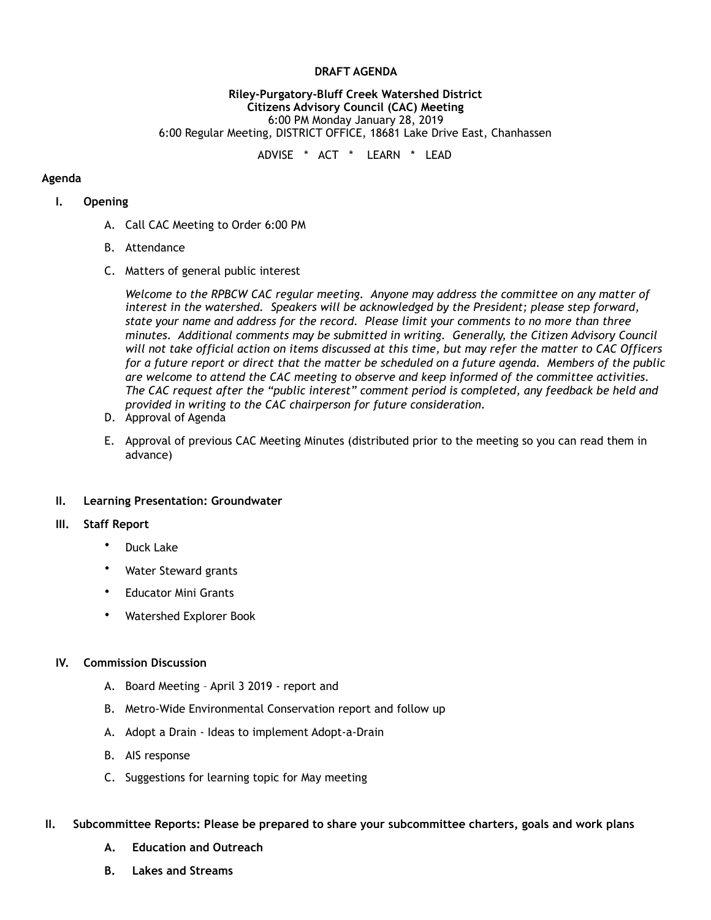**DRAFT AGENDA**

**Riley-Purgatory-Bluff Creek Watershed District**
**Citizens Advisory Council (CAC) Meeting**
6:00 PM Monday January 28, 2019
6:00 Regular Meeting, DISTRICT OFFICE, 18681 Lake Drive East, Chanhassen

ADVISE * ACT * LEARN * LEAD

**Agenda**

I. **Opening**

   A. Call CAC Meeting to Order 6:00 PM

   B. Attendance

   C. Matters of general public interest

   *Welcome to the RPBCW CAC regular meeting. Anyone may address the committee on any matter of interest in the watershed. Speakers will be acknowledged by the President; please step forward, state your name and address for the record. Please limit your comments to no more than three minutes. Additional comments may be submitted in writing. Generally, the Citizen Advisory Council will not take official action on items discussed at this time, but may refer the matter to CAC Officers for a future report or direct that the matter be scheduled on a future agenda. Members of the public are welcome to attend the CAC meeting to observe and keep informed of the committee activities. The CAC request after the "public interest" comment period is completed, any feedback be held and provided in writing to the CAC chairperson for future consideration.*

   D. Approval of Agenda

   E. Approval of previous CAC Meeting Minutes (distributed prior to the meeting so you can read them in advance)

II. **Learning Presentation: Groundwater**

III. **Staff Report**

   - Duck Lake
   - Water Steward grants
   - Educator Mini Grants
   - Watershed Explorer Book

IV. **Commission Discussion**

   A. Board Meeting – April 3 2019 - report and

   B. Metro-Wide Environmental Conservation report and follow up

   A. Adopt a Drain - Ideas to implement Adopt-a-Drain

   B. AIS response

   C. Suggestions for learning topic for May meeting

II. **Subcommittee Reports: Please be prepared to share your subcommittee charters, goals and work plans**

   **A. Education and Outreach**

   **B. Lakes and Streams**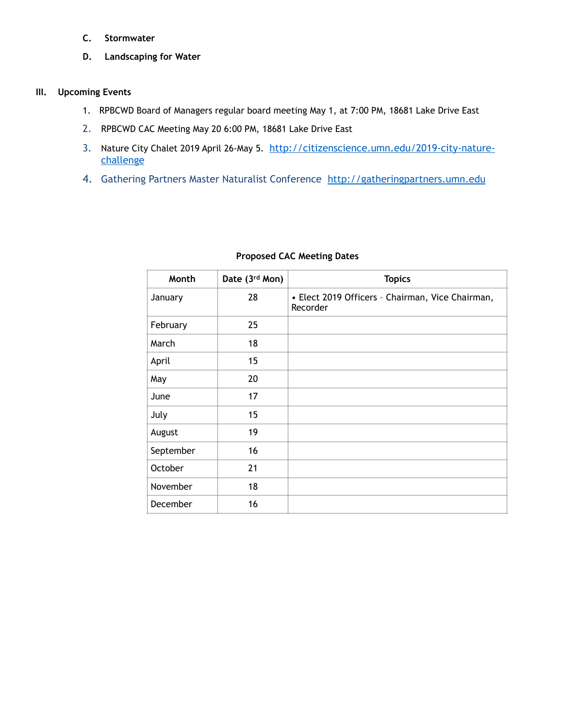C. **Stormwater**

D. **Landscaping for Water**

## III. Upcoming Events

1. RPBCWD Board of Managers regular board meeting May 1, at 7:00 PM, 18681 Lake Drive East
2. RPBCWD CAC Meeting May 20 6:00 PM, 18681 Lake Drive East
3. Nature City Chalet 2019 April 26-May 5. http://citizenscience.umn.edu/2019-city-nature-challenge
4. Gathering Partners Master Naturalist Conference http://gatheringpartners.umn.edu

**Proposed CAC Meeting Dates**

| Month | Date (3rd Mon) | Topics |
|---|---|---|
| January | 28 | • Elect 2019 Officers – Chairman, Vice Chairman, Recorder |
| February | 25 | |
| March | 18 | |
| April | 15 | |
| May | 20 | |
| June | 17 | |
| July | 15 | |
| August | 19 | |
| September | 16 | |
| October | 21 | |
| November | 18 | |
| December | 16 | |